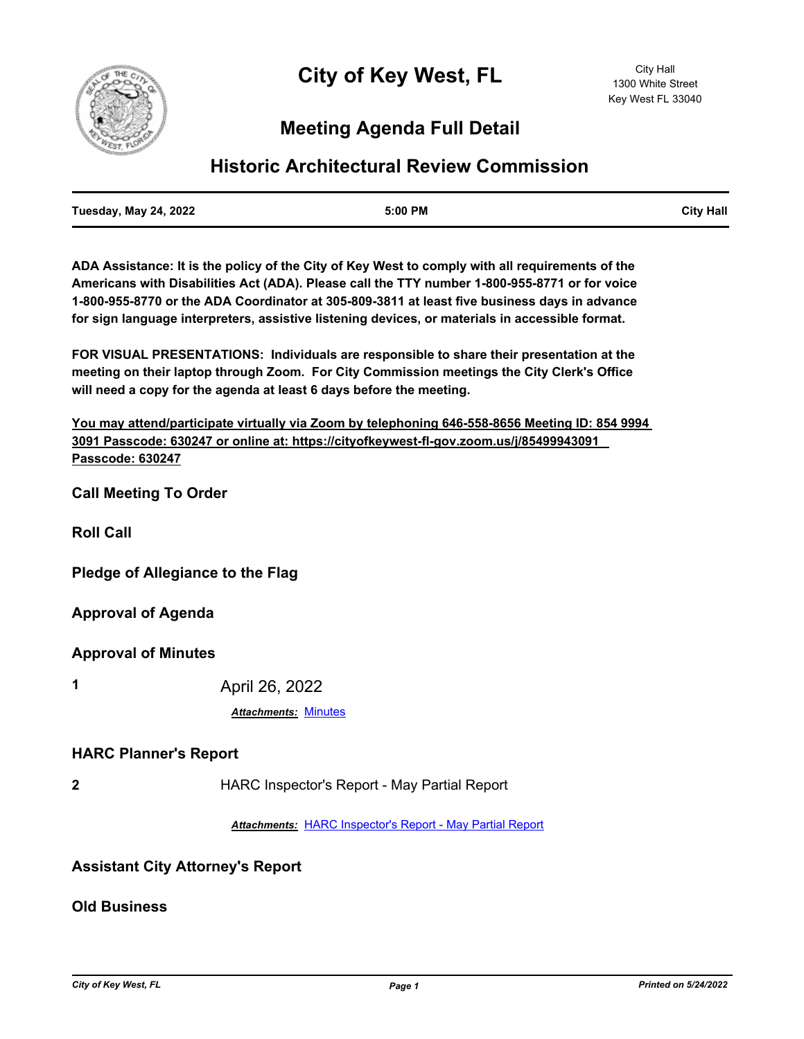# City of Key West, FL

City Hall
1300 White Street
Key West FL 33040

## Meeting Agenda Full Detail

## Historic Architectural Review Commission

| Tuesday, May 24, 2022 | 5:00 PM | City Hall |
|---|---|---|

**ADA Assistance: It is the policy of the City of Key West to comply with all requirements of the Americans with Disabilities Act (ADA). Please call the TTY number 1-800-955-8771 or for voice 1-800-955-8770 or the ADA Coordinator at 305-809-3811 at least five business days in advance for sign language interpreters, assistive listening devices, or materials in accessible format.**

**FOR VISUAL PRESENTATIONS: Individuals are responsible to share their presentation at the meeting on their laptop through Zoom. For City Commission meetings the City Clerk's Office will need a copy for the agenda at least 6 days before the meeting.**

**You may attend/participate virtually via Zoom by telephoning 646-558-8656 Meeting ID: 854 9994 3091 Passcode: 630247 or online at: https://cityofkeywest-fl-gov.zoom.us/j/85499943091 Passcode: 630247**

### Call Meeting To Order

### Roll Call

### Pledge of Allegiance to the Flag

### Approval of Agenda

### Approval of Minutes

**1** April 26, 2022

***Attachments:*** Minutes

### HARC Planner's Report

**2** HARC Inspector's Report - May Partial Report

***Attachments:*** HARC Inspector's Report - May Partial Report

### Assistant City Attorney's Report

### Old Business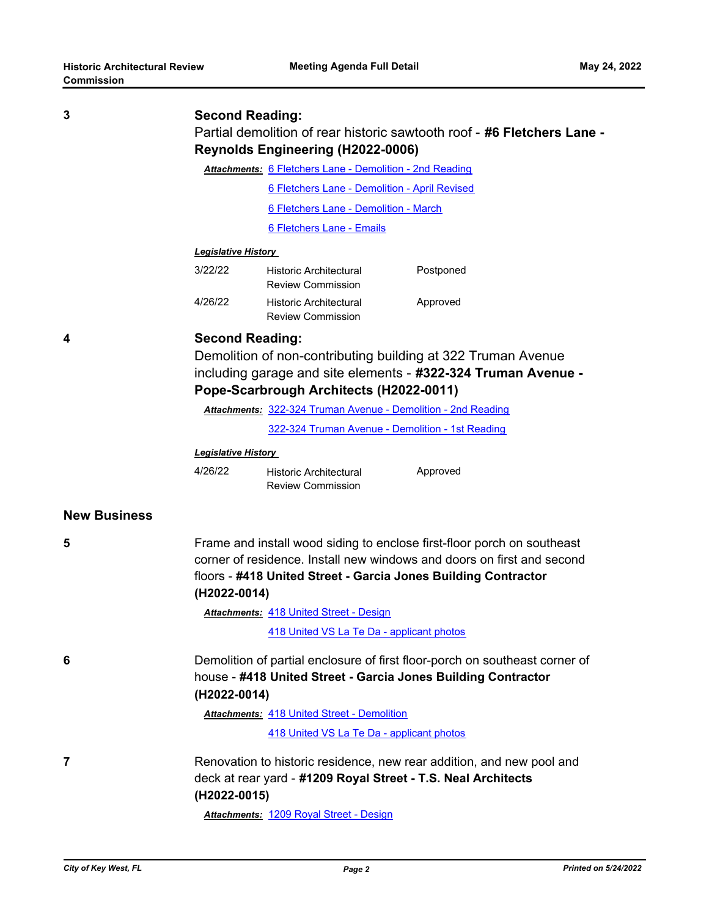**3**

**Second Reading:**

Partial demolition of rear historic sawtooth roof - **#6 Fletchers Lane - Reynolds Engineering (H2022-0006)**

***Attachments:*** 6 Fletchers Lane - Demolition - 2nd Reading

6 Fletchers Lane - Demolition - April Revised

6 Fletchers Lane - Demolition - March

6 Fletchers Lane - Emails

***Legislative History***

| | | |
|---|---|---|
| 3/22/22 | Historic Architectural Review Commission | Postponed |
| 4/26/22 | Historic Architectural Review Commission | Approved |

**4**

**Second Reading:**

Demolition of non-contributing building at 322 Truman Avenue including garage and site elements - **#322-324 Truman Avenue - Pope-Scarbrough Architects (H2022-0011)**

***Attachments:*** 322-324 Truman Avenue - Demolition - 2nd Reading

322-324 Truman Avenue - Demolition - 1st Reading

***Legislative History***

| | | |
|---|---|---|
| 4/26/22 | Historic Architectural Review Commission | Approved |

## New Business

**5**

Frame and install wood siding to enclose first-floor porch on southeast corner of residence. Install new windows and doors on first and second floors - **#418 United Street - Garcia Jones Building Contractor (H2022-0014)**

***Attachments:*** 418 United Street - Design

418 United VS La Te Da - applicant photos

**6**

Demolition of partial enclosure of first floor-porch on southeast corner of house - **#418 United Street - Garcia Jones Building Contractor (H2022-0014)**

***Attachments:*** 418 United Street - Demolition

418 United VS La Te Da - applicant photos

**7**

Renovation to historic residence, new rear addition, and new pool and deck at rear yard - **#1209 Royal Street - T.S. Neal Architects (H2022-0015)**

***Attachments:*** 1209 Royal Street - Design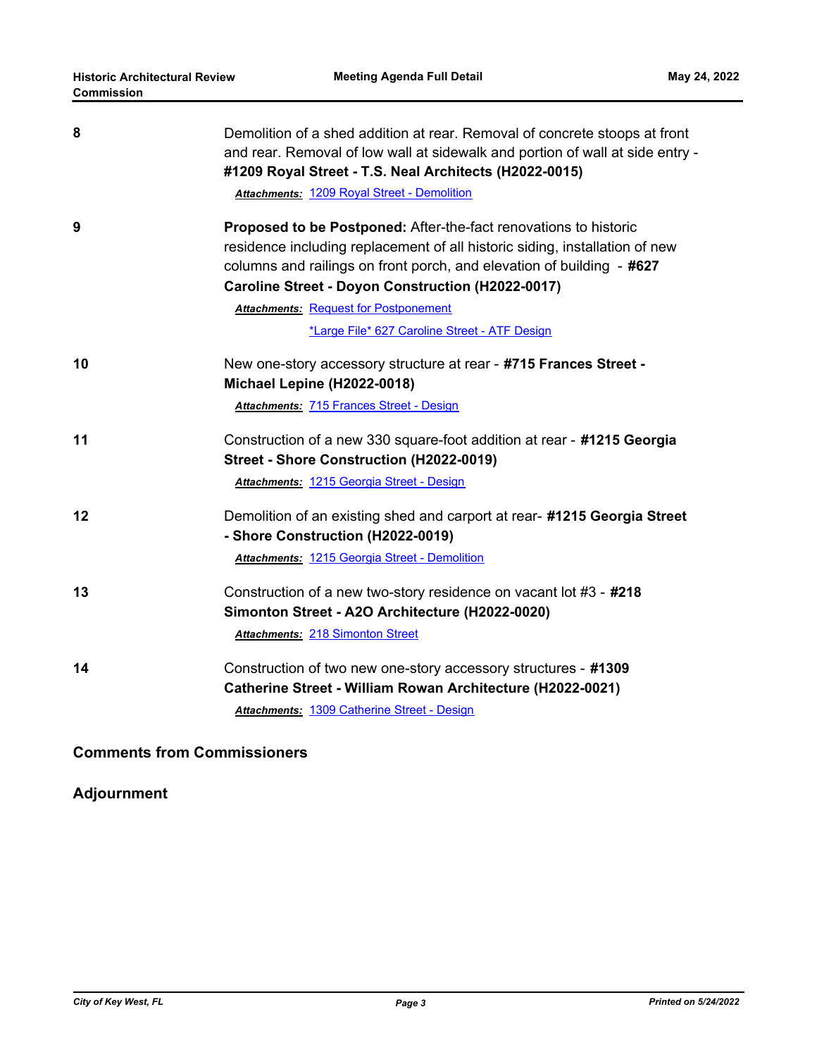**8** Demolition of a shed addition at rear. Removal of concrete stoops at front and rear. Removal of low wall at sidewalk and portion of wall at side entry - **#1209 Royal Street - T.S. Neal Architects (H2022-0015)**

***Attachments:*** 1209 Royal Street - Demolition

**9** **Proposed to be Postponed:** After-the-fact renovations to historic residence including replacement of all historic siding, installation of new columns and railings on front porch, and elevation of building - **#627 Caroline Street - Doyon Construction (H2022-0017)**

***Attachments:*** Request for Postponement

*Large File* 627 Caroline Street - ATF Design

**10** New one-story accessory structure at rear - **#715 Frances Street - Michael Lepine (H2022-0018)**

***Attachments:*** 715 Frances Street - Design

**11** Construction of a new 330 square-foot addition at rear - **#1215 Georgia Street - Shore Construction (H2022-0019)**

***Attachments:*** 1215 Georgia Street - Design

**12** Demolition of an existing shed and carport at rear- **#1215 Georgia Street - Shore Construction (H2022-0019)**

***Attachments:*** 1215 Georgia Street - Demolition

**13** Construction of a new two-story residence on vacant lot #3 - **#218 Simonton Street - A2O Architecture (H2022-0020)**

***Attachments:*** 218 Simonton Street

**14** Construction of two new one-story accessory structures - **#1309 Catherine Street - William Rowan Architecture (H2022-0021)**

***Attachments:*** 1309 Catherine Street - Design

## Comments from Commissioners

## Adjournment